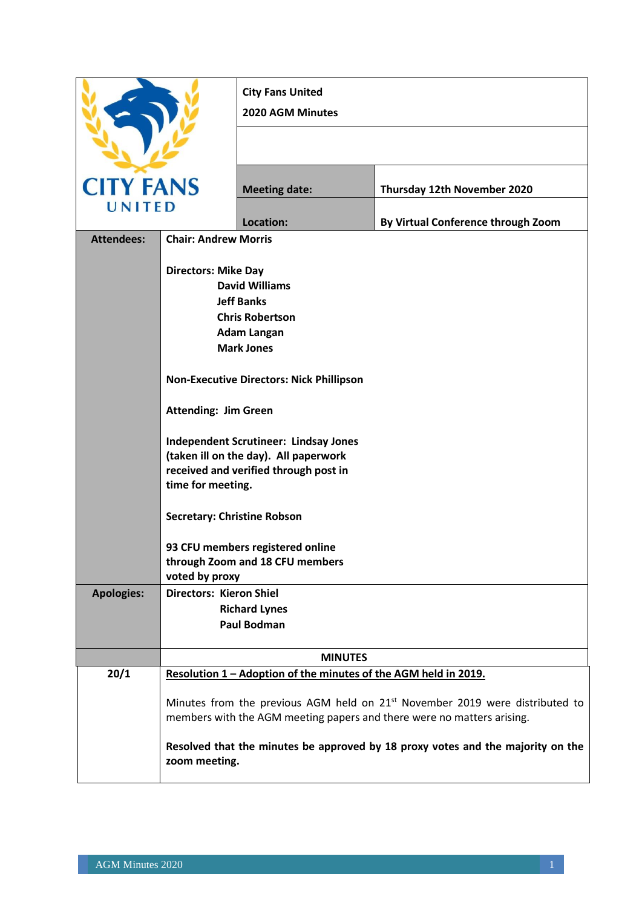| CITY FANS UNITED | City Fans United<br>2020 AGM Minutes | |
|---|---|---|
| | Meeting date: | Thursday 12th November 2020 |
| | Location: | By Virtual Conference through Zoom |

| | |
|---|---|
| **Attendees:** | **Chair: Andrew Morris**<br><br>**Directors: Mike Day**<br>**David Williams**<br>**Jeff Banks**<br>**Chris Robertson**<br>**Adam Langan**<br>**Mark Jones**<br><br>**Non-Executive Directors: Nick Phillipson**<br><br>**Attending: Jim Green**<br><br>**Independent Scrutineer: Lindsay Jones (taken ill on the day). All paperwork received and verified through post in time for meeting.**<br><br>**Secretary: Christine Robson**<br><br>**93 CFU members registered online through Zoom and 18 CFU members voted by proxy** |
| **Apologies:** | **Directors: Kieron Shiel**<br>**Richard Lynes**<br>**Paul Bodman** |

| | **MINUTES** |
|---|---|
| **20/1** | **Resolution 1 – Adoption of the minutes of the AGM held in 2019.**<br><br>Minutes from the previous AGM held on 21st November 2019 were distributed to members with the AGM meeting papers and there were no matters arising.<br><br>**Resolved that the minutes be approved by 18 proxy votes and the majority on the zoom meeting.** |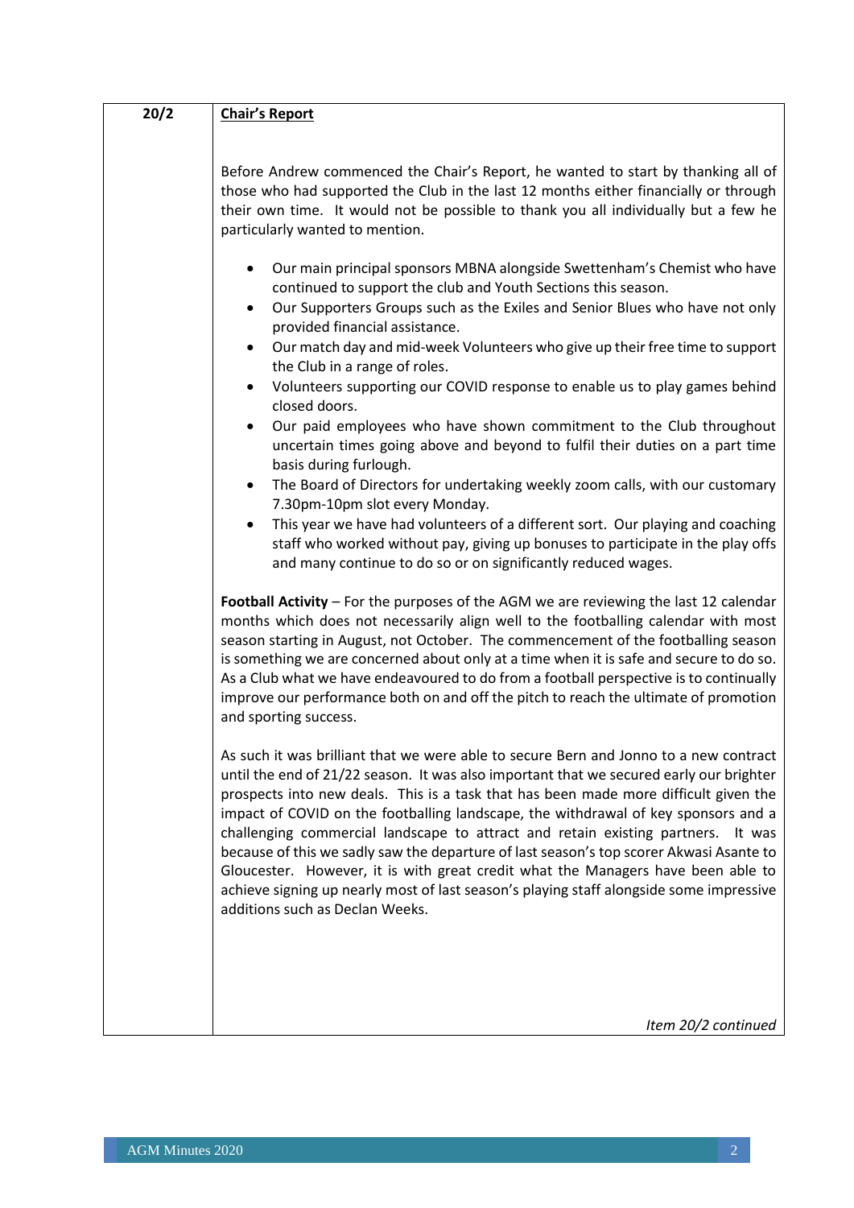**20/2** **Chair's Report**

Before Andrew commenced the Chair's Report, he wanted to start by thanking all of those who had supported the Club in the last 12 months either financially or through their own time. It would not be possible to thank you all individually but a few he particularly wanted to mention.

- Our main principal sponsors MBNA alongside Swettenham's Chemist who have continued to support the club and Youth Sections this season.
- Our Supporters Groups such as the Exiles and Senior Blues who have not only provided financial assistance.
- Our match day and mid-week Volunteers who give up their free time to support the Club in a range of roles.
- Volunteers supporting our COVID response to enable us to play games behind closed doors.
- Our paid employees who have shown commitment to the Club throughout uncertain times going above and beyond to fulfil their duties on a part time basis during furlough.
- The Board of Directors for undertaking weekly zoom calls, with our customary 7.30pm-10pm slot every Monday.
- This year we have had volunteers of a different sort. Our playing and coaching staff who worked without pay, giving up bonuses to participate in the play offs and many continue to do so or on significantly reduced wages.

**Football Activity** – For the purposes of the AGM we are reviewing the last 12 calendar months which does not necessarily align well to the footballing calendar with most season starting in August, not October. The commencement of the footballing season is something we are concerned about only at a time when it is safe and secure to do so. As a Club what we have endeavoured to do from a football perspective is to continually improve our performance both on and off the pitch to reach the ultimate of promotion and sporting success.

As such it was brilliant that we were able to secure Bern and Jonno to a new contract until the end of 21/22 season. It was also important that we secured early our brighter prospects into new deals. This is a task that has been made more difficult given the impact of COVID on the footballing landscape, the withdrawal of key sponsors and a challenging commercial landscape to attract and retain existing partners. It was because of this we sadly saw the departure of last season's top scorer Akwasi Asante to Gloucester. However, it is with great credit what the Managers have been able to achieve signing up nearly most of last season's playing staff alongside some impressive additions such as Declan Weeks.

*Item 20/2 continued*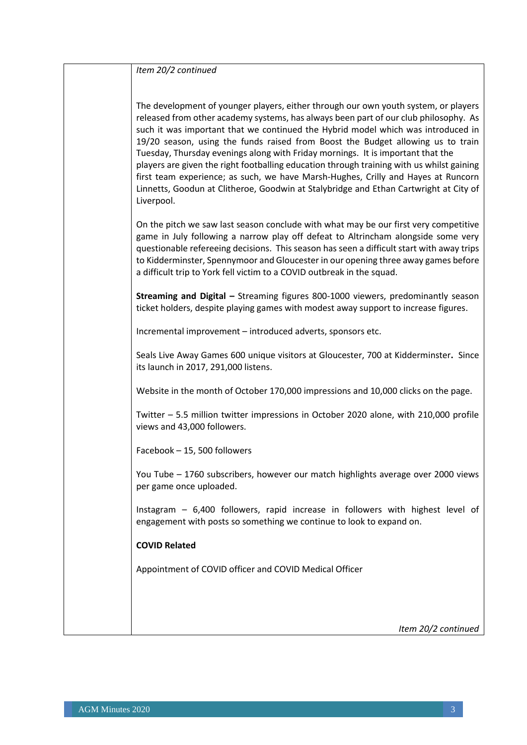*Item 20/2 continued*

The development of younger players, either through our own youth system, or players released from other academy systems, has always been part of our club philosophy. As such it was important that we continued the Hybrid model which was introduced in 19/20 season, using the funds raised from Boost the Budget allowing us to train Tuesday, Thursday evenings along with Friday mornings. It is important that the players are given the right footballing education through training with us whilst gaining first team experience; as such, we have Marsh-Hughes, Crilly and Hayes at Runcorn Linnetts, Goodun at Clitheroe, Goodwin at Stalybridge and Ethan Cartwright at City of Liverpool.

On the pitch we saw last season conclude with what may be our first very competitive game in July following a narrow play off defeat to Altrincham alongside some very questionable refereeing decisions. This season has seen a difficult start with away trips to Kidderminster, Spennymoor and Gloucester in our opening three away games before a difficult trip to York fell victim to a COVID outbreak in the squad.

**Streaming and Digital –** Streaming figures 800-1000 viewers, predominantly season ticket holders, despite playing games with modest away support to increase figures.

Incremental improvement – introduced adverts, sponsors etc.

Seals Live Away Games 600 unique visitors at Gloucester, 700 at Kidderminster**.** Since its launch in 2017, 291,000 listens.

Website in the month of October 170,000 impressions and 10,000 clicks on the page.

Twitter – 5.5 million twitter impressions in October 2020 alone, with 210,000 profile views and 43,000 followers.

Facebook – 15, 500 followers

You Tube – 1760 subscribers, however our match highlights average over 2000 views per game once uploaded.

Instagram – 6,400 followers, rapid increase in followers with highest level of engagement with posts so something we continue to look to expand on.

**COVID Related**

Appointment of COVID officer and COVID Medical Officer

*Item 20/2 continued*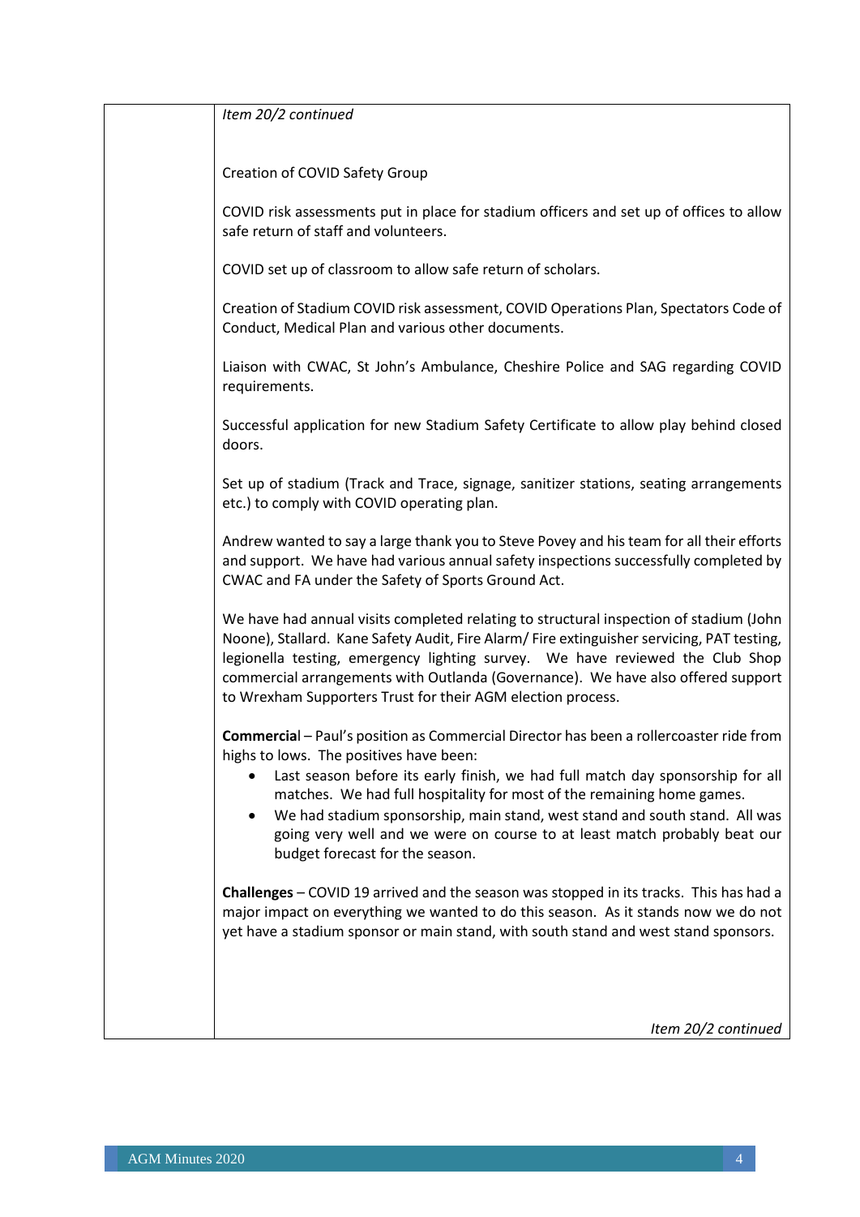*Item 20/2 continued*

Creation of COVID Safety Group

COVID risk assessments put in place for stadium officers and set up of offices to allow safe return of staff and volunteers.

COVID set up of classroom to allow safe return of scholars.

Creation of Stadium COVID risk assessment, COVID Operations Plan, Spectators Code of Conduct, Medical Plan and various other documents.

Liaison with CWAC, St John's Ambulance, Cheshire Police and SAG regarding COVID requirements.

Successful application for new Stadium Safety Certificate to allow play behind closed doors.

Set up of stadium (Track and Trace, signage, sanitizer stations, seating arrangements etc.) to comply with COVID operating plan.

Andrew wanted to say a large thank you to Steve Povey and his team for all their efforts and support. We have had various annual safety inspections successfully completed by CWAC and FA under the Safety of Sports Ground Act.

We have had annual visits completed relating to structural inspection of stadium (John Noone), Stallard. Kane Safety Audit, Fire Alarm/ Fire extinguisher servicing, PAT testing, legionella testing, emergency lighting survey. We have reviewed the Club Shop commercial arrangements with Outlanda (Governance). We have also offered support to Wrexham Supporters Trust for their AGM election process.

**Commercia**l – Paul's position as Commercial Director has been a rollercoaster ride from highs to lows. The positives have been:

- Last season before its early finish, we had full match day sponsorship for all matches. We had full hospitality for most of the remaining home games.
- We had stadium sponsorship, main stand, west stand and south stand. All was going very well and we were on course to at least match probably beat our budget forecast for the season.

**Challenges** – COVID 19 arrived and the season was stopped in its tracks. This has had a major impact on everything we wanted to do this season. As it stands now we do not yet have a stadium sponsor or main stand, with south stand and west stand sponsors.

*Item 20/2 continued*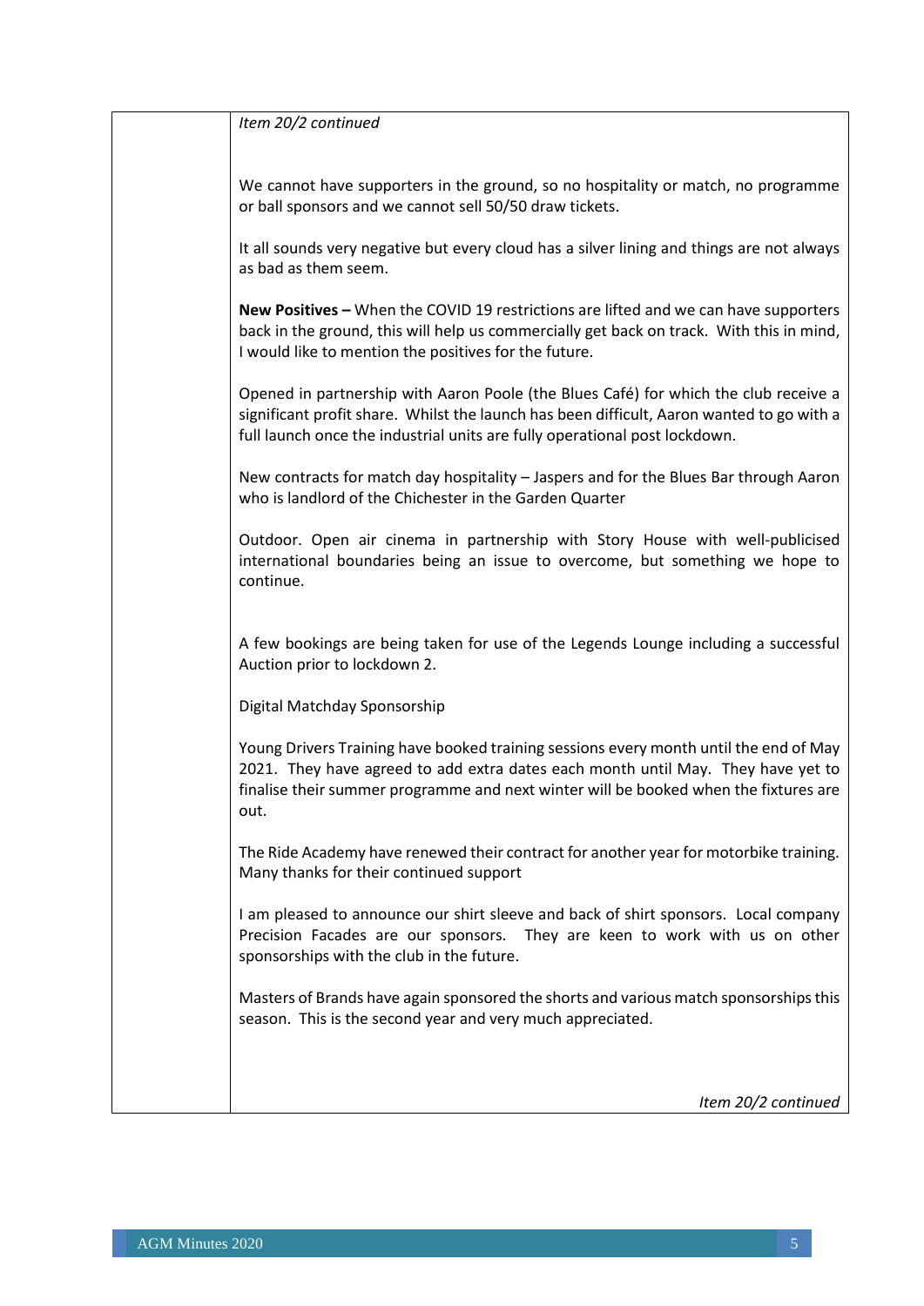*Item 20/2 continued*

We cannot have supporters in the ground, so no hospitality or match, no programme or ball sponsors and we cannot sell 50/50 draw tickets.

It all sounds very negative but every cloud has a silver lining and things are not always as bad as them seem.

**New Positives –** When the COVID 19 restrictions are lifted and we can have supporters back in the ground, this will help us commercially get back on track. With this in mind, I would like to mention the positives for the future.

Opened in partnership with Aaron Poole (the Blues Café) for which the club receive a significant profit share. Whilst the launch has been difficult, Aaron wanted to go with a full launch once the industrial units are fully operational post lockdown.

New contracts for match day hospitality – Jaspers and for the Blues Bar through Aaron who is landlord of the Chichester in the Garden Quarter

Outdoor. Open air cinema in partnership with Story House with well-publicised international boundaries being an issue to overcome, but something we hope to continue.

A few bookings are being taken for use of the Legends Lounge including a successful Auction prior to lockdown 2.

Digital Matchday Sponsorship

Young Drivers Training have booked training sessions every month until the end of May 2021. They have agreed to add extra dates each month until May. They have yet to finalise their summer programme and next winter will be booked when the fixtures are out.

The Ride Academy have renewed their contract for another year for motorbike training. Many thanks for their continued support

I am pleased to announce our shirt sleeve and back of shirt sponsors. Local company Precision Facades are our sponsors. They are keen to work with us on other sponsorships with the club in the future.

Masters of Brands have again sponsored the shorts and various match sponsorships this season. This is the second year and very much appreciated.

*Item 20/2 continued*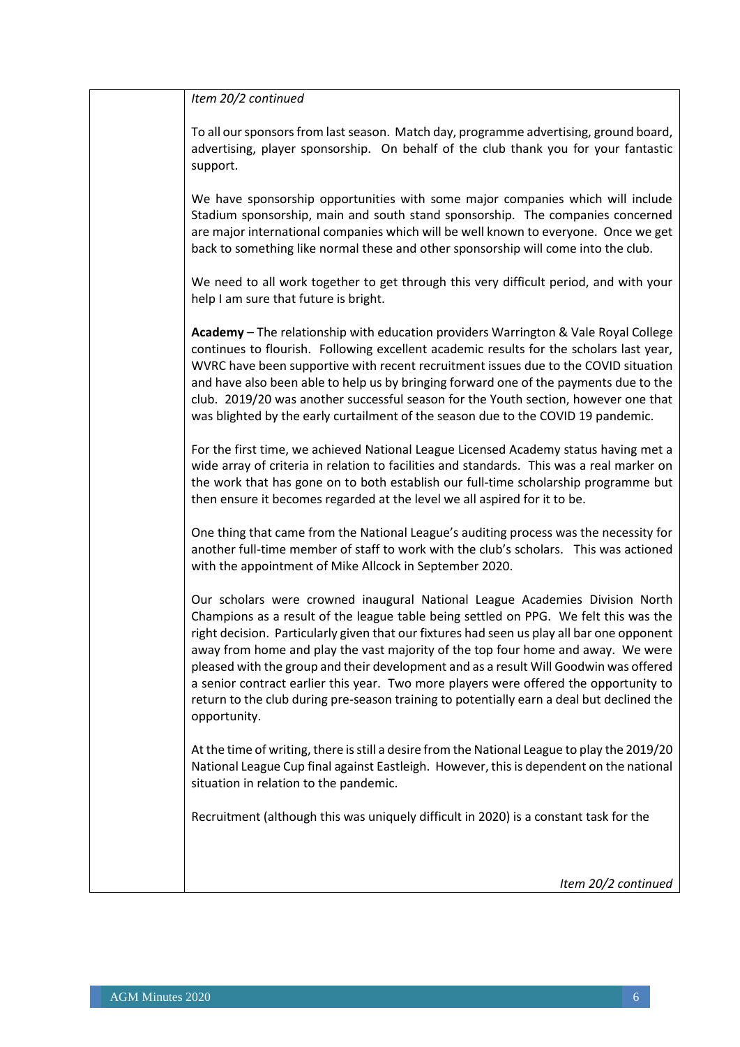*Item 20/2 continued*

To all our sponsors from last season. Match day, programme advertising, ground board, advertising, player sponsorship. On behalf of the club thank you for your fantastic support.

We have sponsorship opportunities with some major companies which will include Stadium sponsorship, main and south stand sponsorship. The companies concerned are major international companies which will be well known to everyone. Once we get back to something like normal these and other sponsorship will come into the club.

We need to all work together to get through this very difficult period, and with your help I am sure that future is bright.

**Academy** – The relationship with education providers Warrington & Vale Royal College continues to flourish. Following excellent academic results for the scholars last year, WVRC have been supportive with recent recruitment issues due to the COVID situation and have also been able to help us by bringing forward one of the payments due to the club. 2019/20 was another successful season for the Youth section, however one that was blighted by the early curtailment of the season due to the COVID 19 pandemic.

For the first time, we achieved National League Licensed Academy status having met a wide array of criteria in relation to facilities and standards. This was a real marker on the work that has gone on to both establish our full-time scholarship programme but then ensure it becomes regarded at the level we all aspired for it to be.

One thing that came from the National League's auditing process was the necessity for another full-time member of staff to work with the club's scholars. This was actioned with the appointment of Mike Allcock in September 2020.

Our scholars were crowned inaugural National League Academies Division North Champions as a result of the league table being settled on PPG. We felt this was the right decision. Particularly given that our fixtures had seen us play all bar one opponent away from home and play the vast majority of the top four home and away. We were pleased with the group and their development and as a result Will Goodwin was offered a senior contract earlier this year. Two more players were offered the opportunity to return to the club during pre-season training to potentially earn a deal but declined the opportunity.

At the time of writing, there is still a desire from the National League to play the 2019/20 National League Cup final against Eastleigh. However, this is dependent on the national situation in relation to the pandemic.

Recruitment (although this was uniquely difficult in 2020) is a constant task for the

*Item 20/2 continued*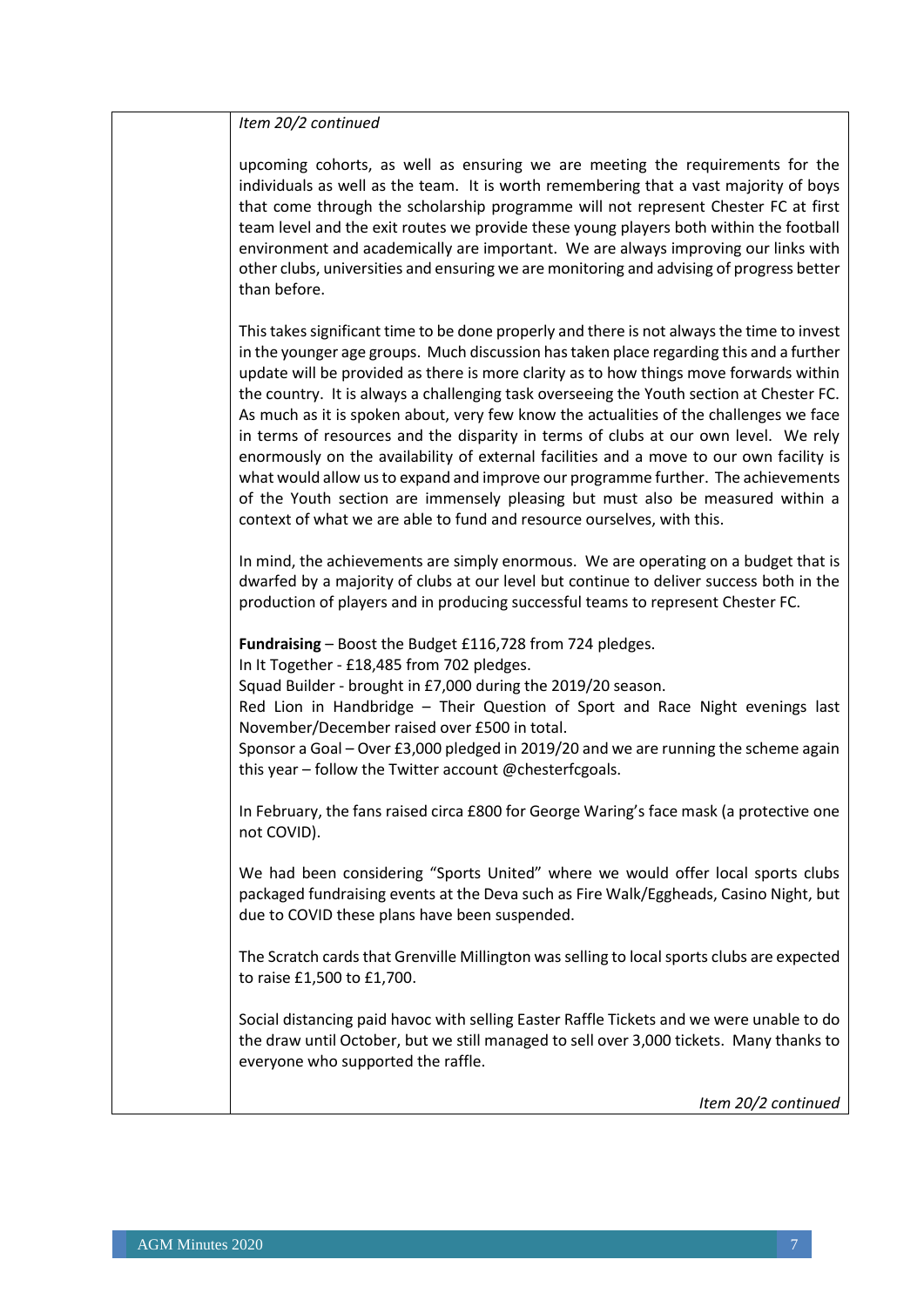*Item 20/2 continued*

upcoming cohorts, as well as ensuring we are meeting the requirements for the individuals as well as the team. It is worth remembering that a vast majority of boys that come through the scholarship programme will not represent Chester FC at first team level and the exit routes we provide these young players both within the football environment and academically are important. We are always improving our links with other clubs, universities and ensuring we are monitoring and advising of progress better than before.

This takes significant time to be done properly and there is not always the time to invest in the younger age groups. Much discussion has taken place regarding this and a further update will be provided as there is more clarity as to how things move forwards within the country. It is always a challenging task overseeing the Youth section at Chester FC. As much as it is spoken about, very few know the actualities of the challenges we face in terms of resources and the disparity in terms of clubs at our own level. We rely enormously on the availability of external facilities and a move to our own facility is what would allow us to expand and improve our programme further. The achievements of the Youth section are immensely pleasing but must also be measured within a context of what we are able to fund and resource ourselves, with this.

In mind, the achievements are simply enormous. We are operating on a budget that is dwarfed by a majority of clubs at our level but continue to deliver success both in the production of players and in producing successful teams to represent Chester FC.

**Fundraising** – Boost the Budget £116,728 from 724 pledges.
In It Together - £18,485 from 702 pledges.
Squad Builder - brought in £7,000 during the 2019/20 season.
Red Lion in Handbridge – Their Question of Sport and Race Night evenings last November/December raised over £500 in total.
Sponsor a Goal – Over £3,000 pledged in 2019/20 and we are running the scheme again this year – follow the Twitter account @chesterfcgoals.

In February, the fans raised circa £800 for George Waring's face mask (a protective one not COVID).

We had been considering "Sports United" where we would offer local sports clubs packaged fundraising events at the Deva such as Fire Walk/Eggheads, Casino Night, but due to COVID these plans have been suspended.

The Scratch cards that Grenville Millington was selling to local sports clubs are expected to raise £1,500 to £1,700.

Social distancing paid havoc with selling Easter Raffle Tickets and we were unable to do the draw until October, but we still managed to sell over 3,000 tickets. Many thanks to everyone who supported the raffle.

*Item 20/2 continued*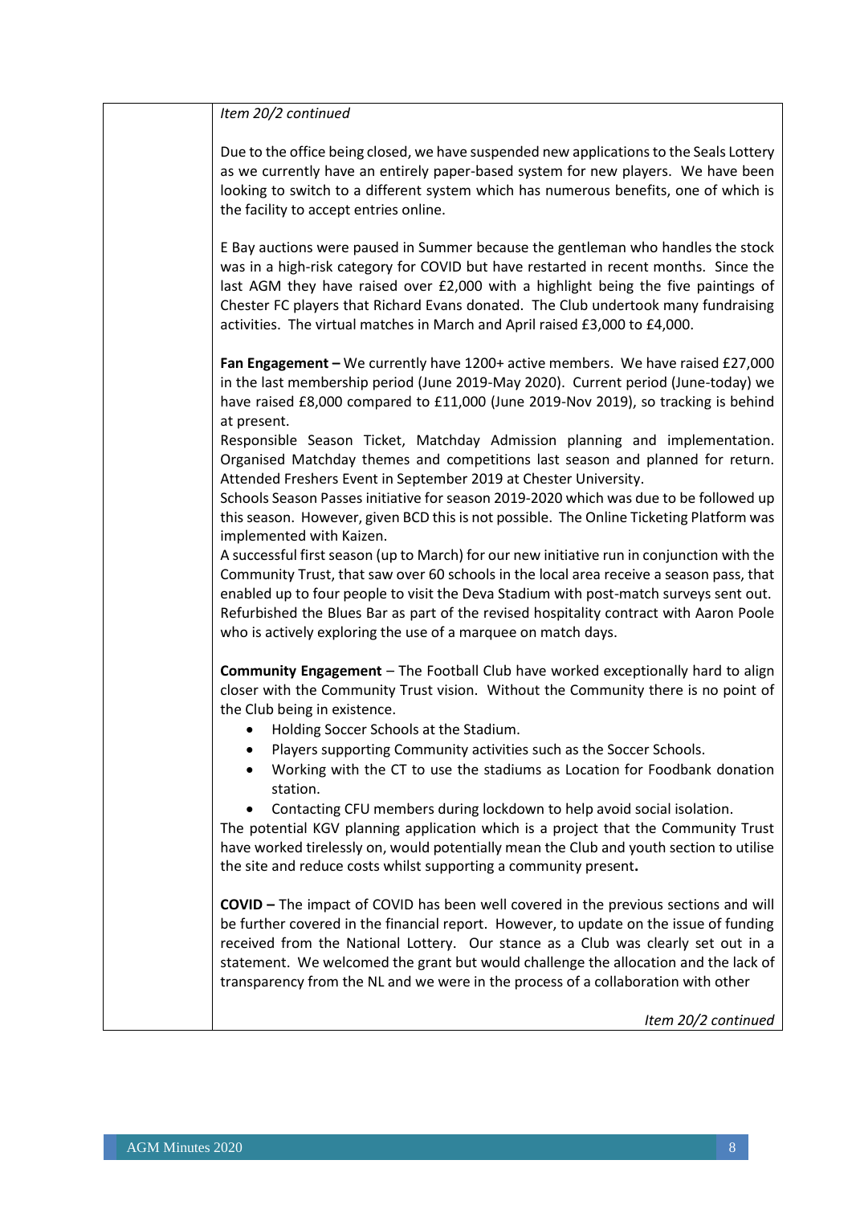*Item 20/2 continued*

Due to the office being closed, we have suspended new applications to the Seals Lottery as we currently have an entirely paper-based system for new players. We have been looking to switch to a different system which has numerous benefits, one of which is the facility to accept entries online.

E Bay auctions were paused in Summer because the gentleman who handles the stock was in a high-risk category for COVID but have restarted in recent months. Since the last AGM they have raised over £2,000 with a highlight being the five paintings of Chester FC players that Richard Evans donated. The Club undertook many fundraising activities. The virtual matches in March and April raised £3,000 to £4,000.

**Fan Engagement –** We currently have 1200+ active members. We have raised £27,000 in the last membership period (June 2019-May 2020). Current period (June-today) we have raised £8,000 compared to £11,000 (June 2019-Nov 2019), so tracking is behind at present.

Responsible Season Ticket, Matchday Admission planning and implementation. Organised Matchday themes and competitions last season and planned for return. Attended Freshers Event in September 2019 at Chester University.

Schools Season Passes initiative for season 2019-2020 which was due to be followed up this season. However, given BCD this is not possible. The Online Ticketing Platform was implemented with Kaizen.

A successful first season (up to March) for our new initiative run in conjunction with the Community Trust, that saw over 60 schools in the local area receive a season pass, that enabled up to four people to visit the Deva Stadium with post-match surveys sent out.

Refurbished the Blues Bar as part of the revised hospitality contract with Aaron Poole who is actively exploring the use of a marquee on match days.

**Community Engagement** – The Football Club have worked exceptionally hard to align closer with the Community Trust vision. Without the Community there is no point of the Club being in existence.

- Holding Soccer Schools at the Stadium.
- Players supporting Community activities such as the Soccer Schools.
- Working with the CT to use the stadiums as Location for Foodbank donation station.
- Contacting CFU members during lockdown to help avoid social isolation.

The potential KGV planning application which is a project that the Community Trust have worked tirelessly on, would potentially mean the Club and youth section to utilise the site and reduce costs whilst supporting a community present**.**

**COVID –** The impact of COVID has been well covered in the previous sections and will be further covered in the financial report. However, to update on the issue of funding received from the National Lottery. Our stance as a Club was clearly set out in a statement. We welcomed the grant but would challenge the allocation and the lack of transparency from the NL and we were in the process of a collaboration with other

*Item 20/2 continued*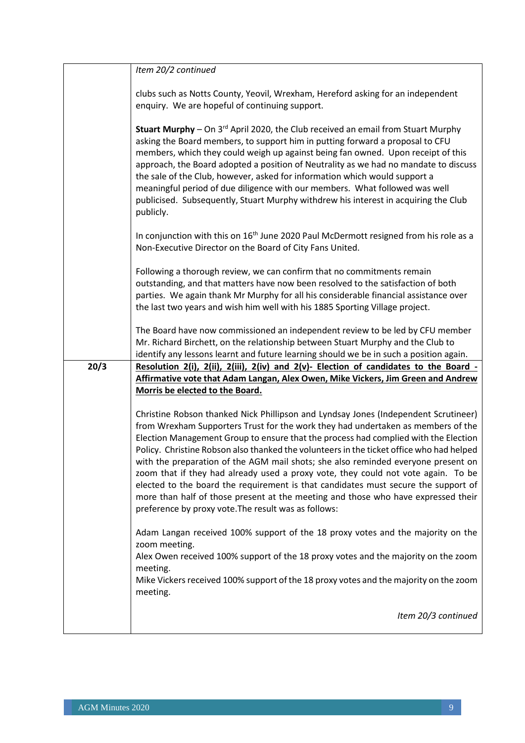| | |
|---|---|
| | *Item 20/2 continued*<br><br>clubs such as Notts County, Yeovil, Wrexham, Hereford asking for an independent enquiry. We are hopeful of continuing support.<br><br>**Stuart Murphy** – On 3rd April 2020, the Club received an email from Stuart Murphy asking the Board members, to support him in putting forward a proposal to CFU members, which they could weigh up against being fan owned. Upon receipt of this approach, the Board adopted a position of Neutrality as we had no mandate to discuss the sale of the Club, however, asked for information which would support a meaningful period of due diligence with our members. What followed was well publicised. Subsequently, Stuart Murphy withdrew his interest in acquiring the Club publicly.<br><br>In conjunction with this on 16th June 2020 Paul McDermott resigned from his role as a Non-Executive Director on the Board of City Fans United.<br><br>Following a thorough review, we can confirm that no commitments remain outstanding, and that matters have now been resolved to the satisfaction of both parties. We again thank Mr Murphy for all his considerable financial assistance over the last two years and wish him well with his 1885 Sporting Village project.<br><br>The Board have now commissioned an independent review to be led by CFU member Mr. Richard Birchett, on the relationship between Stuart Murphy and the Club to identify any lessons learnt and future learning should we be in such a position again. |
| **20/3** | **Resolution 2(i), 2(ii), 2(iii), 2(iv) and 2(v)- Election of candidates to the Board - Affirmative vote that Adam Langan, Alex Owen, Mike Vickers, Jim Green and Andrew Morris be elected to the Board.**<br><br>Christine Robson thanked Nick Phillipson and Lyndsay Jones (Independent Scrutineer) from Wrexham Supporters Trust for the work they had undertaken as members of the Election Management Group to ensure that the process had complied with the Election Policy. Christine Robson also thanked the volunteers in the ticket office who had helped with the preparation of the AGM mail shots; she also reminded everyone present on zoom that if they had already used a proxy vote, they could not vote again. To be elected to the board the requirement is that candidates must secure the support of more than half of those present at the meeting and those who have expressed their preference by proxy vote.The result was as follows:<br><br>Adam Langan received 100% support of the 18 proxy votes and the majority on the zoom meeting.<br>Alex Owen received 100% support of the 18 proxy votes and the majority on the zoom meeting.<br>Mike Vickers received 100% support of the 18 proxy votes and the majority on the zoom meeting.<br><br>*Item 20/3 continued* |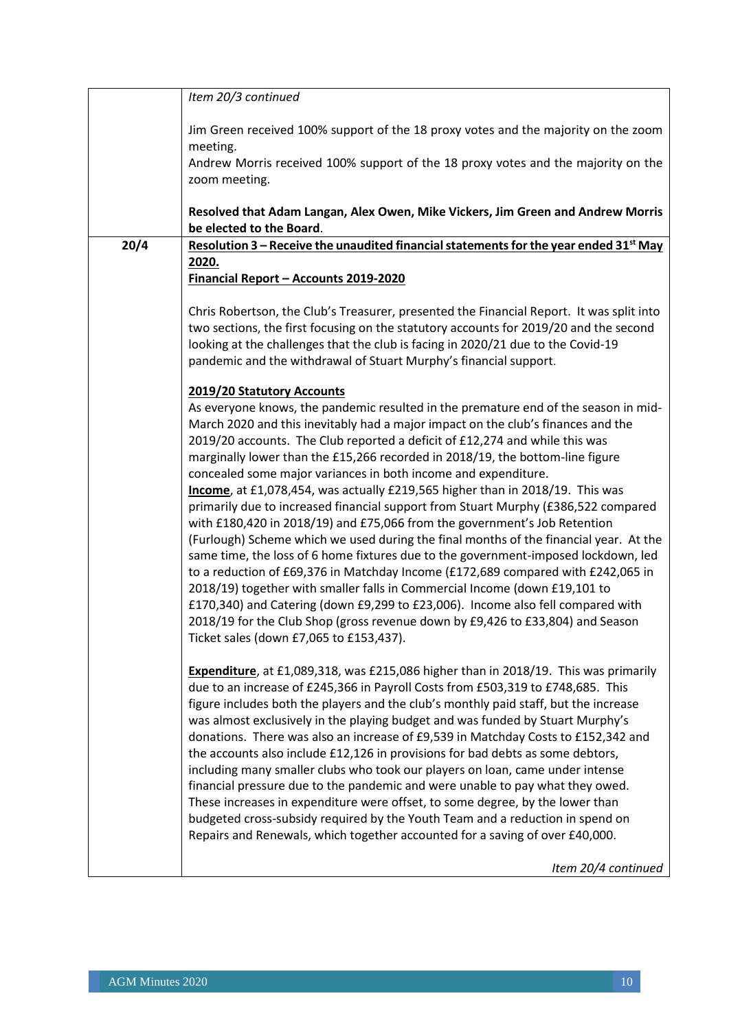| | |
|---|---|
| | *Item 20/3 continued*<br><br>Jim Green received 100% support of the 18 proxy votes and the majority on the zoom meeting.<br>Andrew Morris received 100% support of the 18 proxy votes and the majority on the zoom meeting.<br><br>**Resolved that Adam Langan, Alex Owen, Mike Vickers, Jim Green and Andrew Morris be elected to the Board**. |
| **20/4** | **<u>Resolution 3 – Receive the unaudited financial statements for the year ended 31st May 2020.</u>**<br>**<u>Financial Report – Accounts 2019-2020</u>**<br><br>Chris Robertson, the Club's Treasurer, presented the Financial Report. It was split into two sections, the first focusing on the statutory accounts for 2019/20 and the second looking at the challenges that the club is facing in 2020/21 due to the Covid-19 pandemic and the withdrawal of Stuart Murphy's financial support.<br><br>**<u>2019/20 Statutory Accounts</u>**<br>As everyone knows, the pandemic resulted in the premature end of the season in mid-March 2020 and this inevitably had a major impact on the club's finances and the 2019/20 accounts. The Club reported a deficit of £12,274 and while this was marginally lower than the £15,266 recorded in 2018/19, the bottom-line figure concealed some major variances in both income and expenditure.<br>**<u>Income</u>**, at £1,078,454, was actually £219,565 higher than in 2018/19. This was primarily due to increased financial support from Stuart Murphy (£386,522 compared with £180,420 in 2018/19) and £75,066 from the government's Job Retention (Furlough) Scheme which we used during the final months of the financial year. At the same time, the loss of 6 home fixtures due to the government-imposed lockdown, led to a reduction of £69,376 in Matchday Income (£172,689 compared with £242,065 in 2018/19) together with smaller falls in Commercial Income (down £19,101 to £170,340) and Catering (down £9,299 to £23,006). Income also fell compared with 2018/19 for the Club Shop (gross revenue down by £9,426 to £33,804) and Season Ticket sales (down £7,065 to £153,437).<br><br>**<u>Expenditure</u>**, at £1,089,318, was £215,086 higher than in 2018/19. This was primarily due to an increase of £245,366 in Payroll Costs from £503,319 to £748,685. This figure includes both the players and the club's monthly paid staff, but the increase was almost exclusively in the playing budget and was funded by Stuart Murphy's donations. There was also an increase of £9,539 in Matchday Costs to £152,342 and the accounts also include £12,126 in provisions for bad debts as some debtors, including many smaller clubs who took our players on loan, came under intense financial pressure due to the pandemic and were unable to pay what they owed. These increases in expenditure were offset, to some degree, by the lower than budgeted cross-subsidy required by the Youth Team and a reduction in spend on Repairs and Renewals, which together accounted for a saving of over £40,000.<br><br>*Item 20/4 continued* |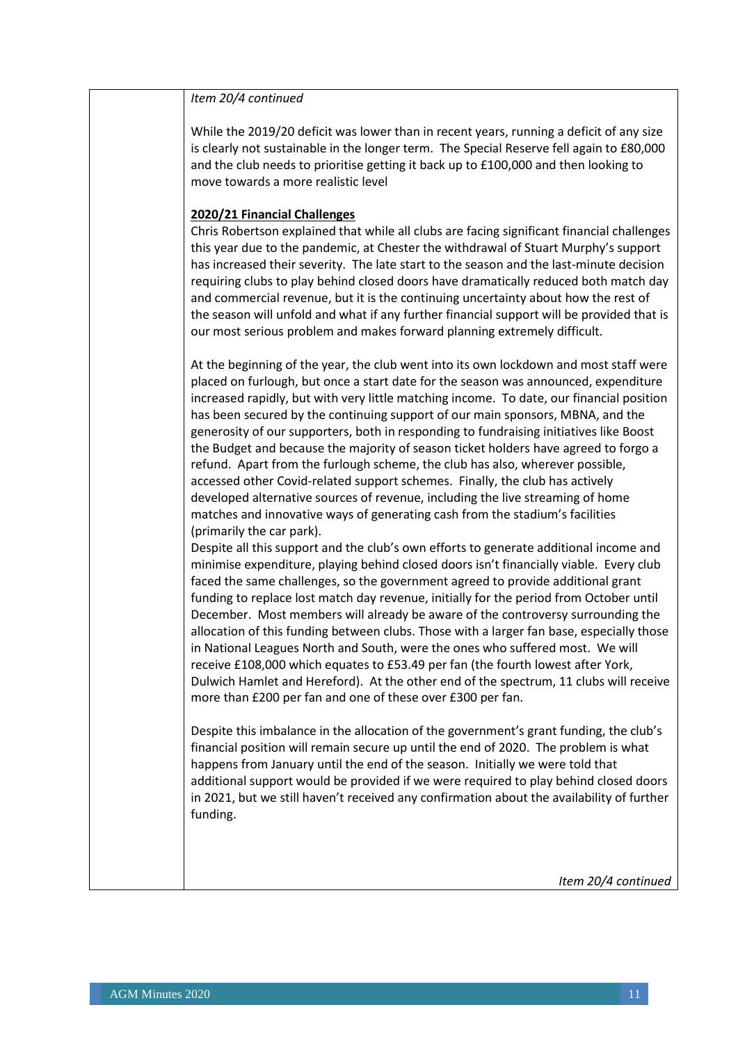*Item 20/4 continued*

While the 2019/20 deficit was lower than in recent years, running a deficit of any size is clearly not sustainable in the longer term. The Special Reserve fell again to £80,000 and the club needs to prioritise getting it back up to £100,000 and then looking to move towards a more realistic level

**2020/21 Financial Challenges**

Chris Robertson explained that while all clubs are facing significant financial challenges this year due to the pandemic, at Chester the withdrawal of Stuart Murphy's support has increased their severity. The late start to the season and the last-minute decision requiring clubs to play behind closed doors have dramatically reduced both match day and commercial revenue, but it is the continuing uncertainty about how the rest of the season will unfold and what if any further financial support will be provided that is our most serious problem and makes forward planning extremely difficult.

At the beginning of the year, the club went into its own lockdown and most staff were placed on furlough, but once a start date for the season was announced, expenditure increased rapidly, but with very little matching income. To date, our financial position has been secured by the continuing support of our main sponsors, MBNA, and the generosity of our supporters, both in responding to fundraising initiatives like Boost the Budget and because the majority of season ticket holders have agreed to forgo a refund. Apart from the furlough scheme, the club has also, wherever possible, accessed other Covid-related support schemes. Finally, the club has actively developed alternative sources of revenue, including the live streaming of home matches and innovative ways of generating cash from the stadium's facilities (primarily the car park).

Despite all this support and the club's own efforts to generate additional income and minimise expenditure, playing behind closed doors isn't financially viable. Every club faced the same challenges, so the government agreed to provide additional grant funding to replace lost match day revenue, initially for the period from October until December. Most members will already be aware of the controversy surrounding the allocation of this funding between clubs. Those with a larger fan base, especially those in National Leagues North and South, were the ones who suffered most. We will receive £108,000 which equates to £53.49 per fan (the fourth lowest after York, Dulwich Hamlet and Hereford). At the other end of the spectrum, 11 clubs will receive more than £200 per fan and one of these over £300 per fan.

Despite this imbalance in the allocation of the government's grant funding, the club's financial position will remain secure up until the end of 2020. The problem is what happens from January until the end of the season. Initially we were told that additional support would be provided if we were required to play behind closed doors in 2021, but we still haven't received any confirmation about the availability of further funding.

*Item 20/4 continued*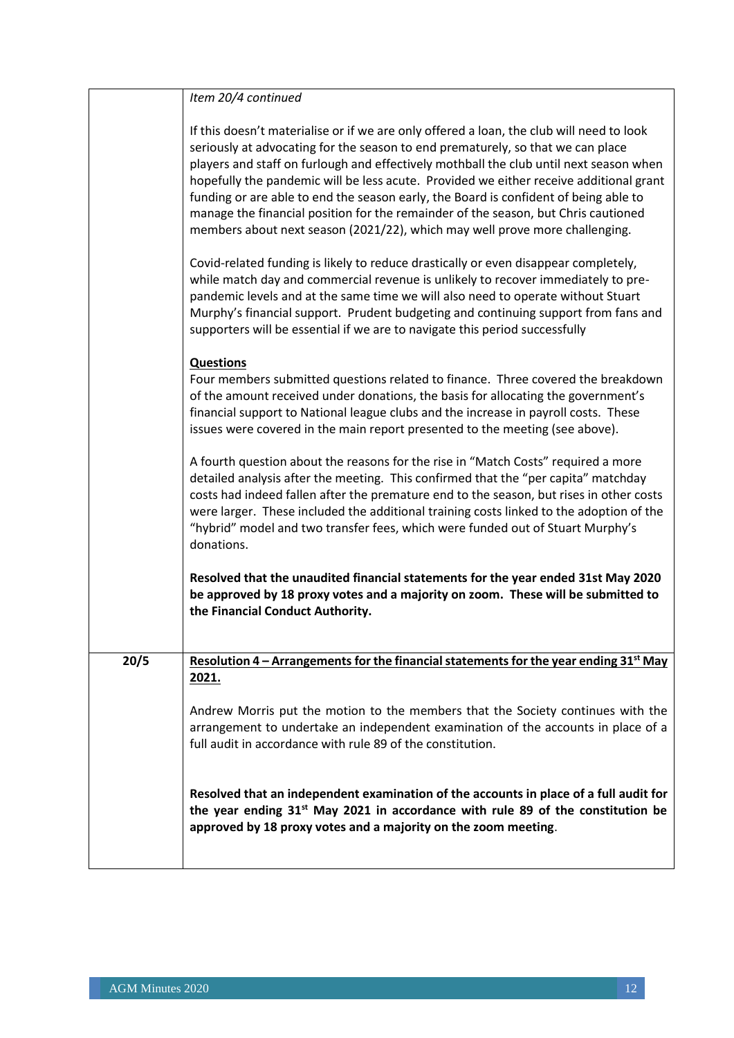| | |
|---|---|
| | *Item 20/4 continued*<br><br>If this doesn't materialise or if we are only offered a loan, the club will need to look seriously at advocating for the season to end prematurely, so that we can place players and staff on furlough and effectively mothball the club until next season when hopefully the pandemic will be less acute. Provided we either receive additional grant funding or are able to end the season early, the Board is confident of being able to manage the financial position for the remainder of the season, but Chris cautioned members about next season (2021/22), which may well prove more challenging.<br><br>Covid-related funding is likely to reduce drastically or even disappear completely, while match day and commercial revenue is unlikely to recover immediately to pre-pandemic levels and at the same time we will also need to operate without Stuart Murphy's financial support. Prudent budgeting and continuing support from fans and supporters will be essential if we are to navigate this period successfully<br><br>**<u>Questions</u>**<br>Four members submitted questions related to finance. Three covered the breakdown of the amount received under donations, the basis for allocating the government's financial support to National league clubs and the increase in payroll costs. These issues were covered in the main report presented to the meeting (see above).<br><br>A fourth question about the reasons for the rise in "Match Costs" required a more detailed analysis after the meeting. This confirmed that the "per capita" matchday costs had indeed fallen after the premature end to the season, but rises in other costs were larger. These included the additional training costs linked to the adoption of the "hybrid" model and two transfer fees, which were funded out of Stuart Murphy's donations.<br><br>**Resolved that the unaudited financial statements for the year ended 31st May 2020 be approved by 18 proxy votes and a majority on zoom. These will be submitted to the Financial Conduct Authority.** |
| 20/5 | **<u>Resolution 4 – Arrangements for the financial statements for the year ending 31st May 2021.</u>**<br><br>Andrew Morris put the motion to the members that the Society continues with the arrangement to undertake an independent examination of the accounts in place of a full audit in accordance with rule 89 of the constitution.<br><br>**Resolved that an independent examination of the accounts in place of a full audit for the year ending 31st May 2021 in accordance with rule 89 of the constitution be approved by 18 proxy votes and a majority on the zoom meeting**. |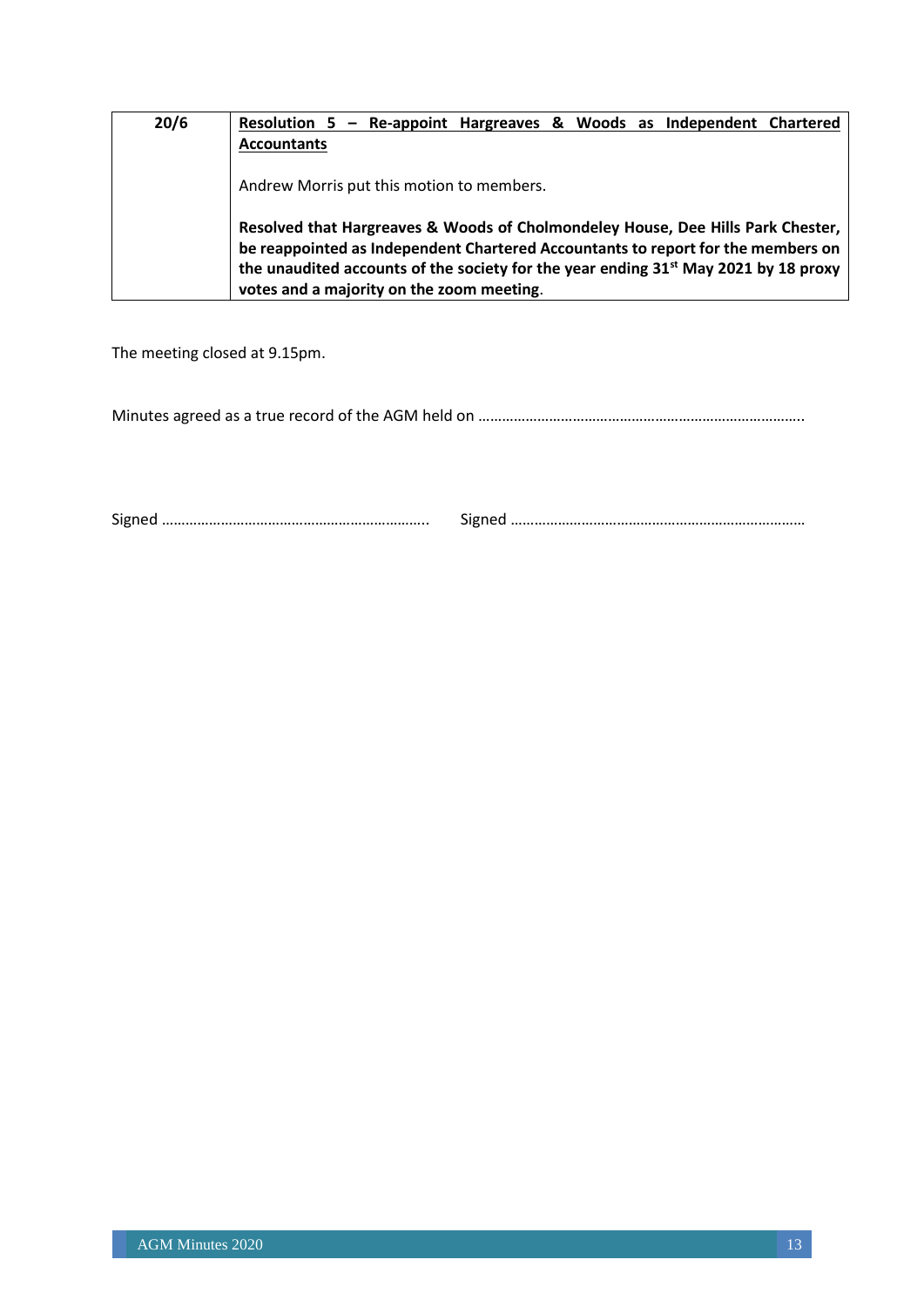| | |
|---|---|
| **20/6** | **Resolution 5 – Re-appoint Hargreaves & Woods as Independent Chartered Accountants**<br><br>Andrew Morris put this motion to members.<br><br>**Resolved that Hargreaves & Woods of Cholmondeley House, Dee Hills Park Chester, be reappointed as Independent Chartered Accountants to report for the members on the unaudited accounts of the society for the year ending 31st May 2021 by 18 proxy votes and a majority on the zoom meeting**. |

The meeting closed at 9.15pm.

Minutes agreed as a true record of the AGM held on ……………………………………………………………………….

Signed …………………………………………………………..    Signed ……………………………………………………………….